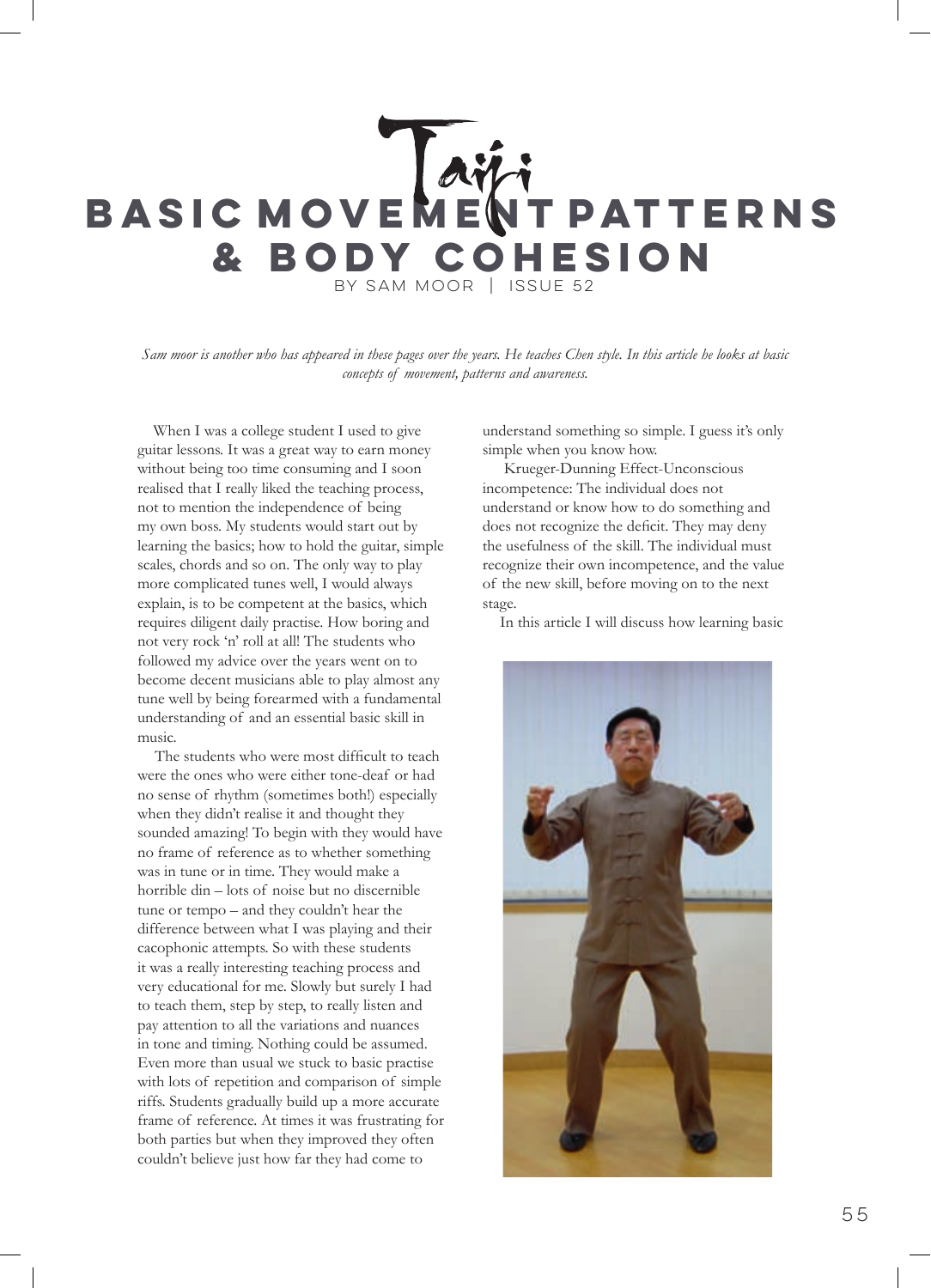# Taiji Basic Movement Patterns & Body Cohesion

BY SAM MOOR | ISSUE 52

*Sam moor is another who has appeared in these pages over the years. He teaches Chen style. In this article he looks at basic concepts of movement, patterns and awareness.*

When I was a college student I used to give guitar lessons. It was a great way to earn money without being too time consuming and I soon realised that I really liked the teaching process, not to mention the independence of being my own boss. My students would start out by learning the basics; how to hold the guitar, simple scales, chords and so on. The only way to play more complicated tunes well, I would always explain, is to be competent at the basics, which requires diligent daily practise. How boring and not very rock 'n' roll at all! The students who followed my advice over the years went on to become decent musicians able to play almost any tune well by being forearmed with a fundamental understanding of and an essential basic skill in music.

The students who were most difficult to teach were the ones who were either tone-deaf or had no sense of rhythm (sometimes both!) especially when they didn't realise it and thought they sounded amazing! To begin with they would have no frame of reference as to whether something was in tune or in time. They would make a horrible din – lots of noise but no discernible tune or tempo – and they couldn't hear the difference between what I was playing and their cacophonic attempts. So with these students it was a really interesting teaching process and very educational for me. Slowly but surely I had to teach them, step by step, to really listen and pay attention to all the variations and nuances in tone and timing. Nothing could be assumed. Even more than usual we stuck to basic practise with lots of repetition and comparison of simple riffs. Students gradually build up a more accurate frame of reference. At times it was frustrating for both parties but when they improved they often couldn't believe just how far they had come to understand something so simple. I guess it's only simple when you know how.

Krueger-Dunning Effect-Unconscious incompetence: The individual does not understand or know how to do something and does not recognize the deficit. They may deny the usefulness of the skill. The individual must recognize their own incompetence, and the value of the new skill, before moving on to the next stage.

In this article I will discuss how learning basic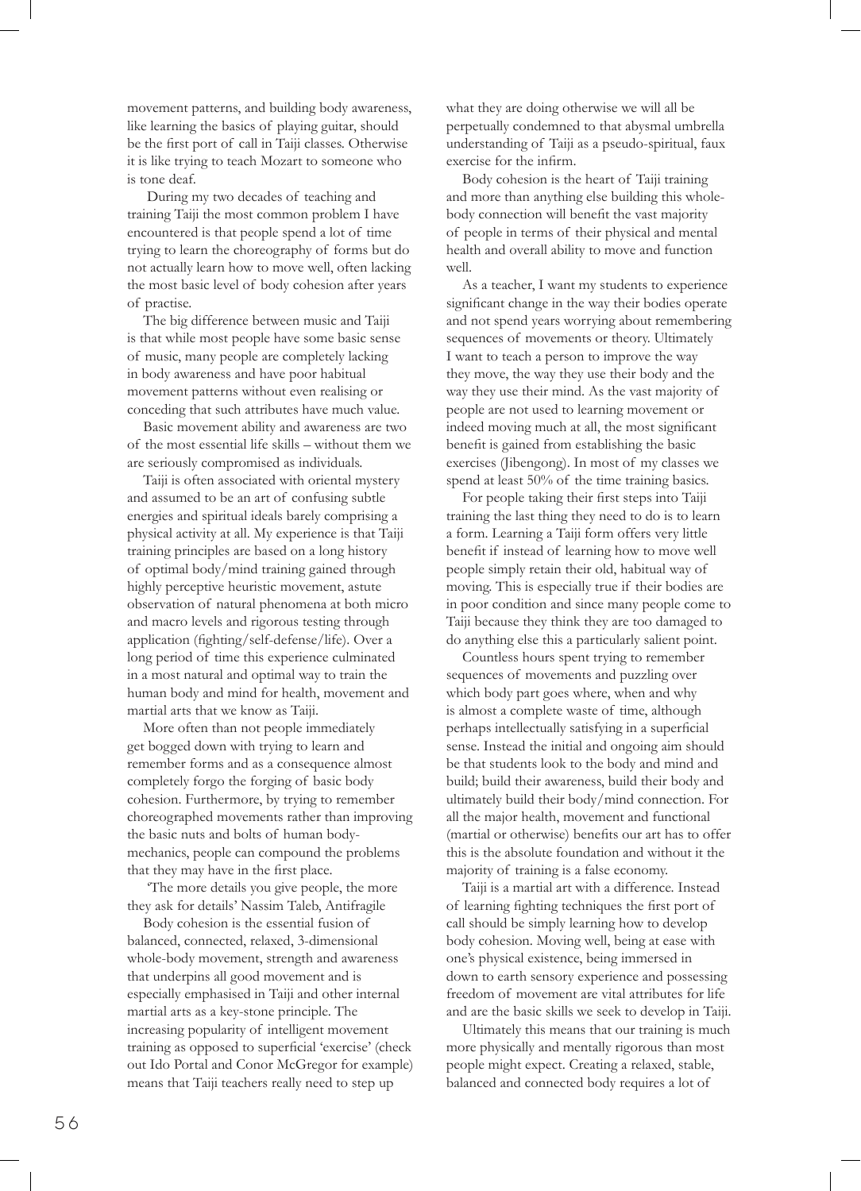movement patterns, and building body awareness, like learning the basics of playing guitar, should be the first port of call in Taiji classes. Otherwise it is like trying to teach Mozart to someone who is tone deaf.

During my two decades of teaching and training Taiji the most common problem I have encountered is that people spend a lot of time trying to learn the choreography of forms but do not actually learn how to move well, often lacking the most basic level of body cohesion after years of practise.

The big difference between music and Taiji is that while most people have some basic sense of music, many people are completely lacking in body awareness and have poor habitual movement patterns without even realising or conceding that such attributes have much value.

Basic movement ability and awareness are two of the most essential life skills – without them we are seriously compromised as individuals.

Taiji is often associated with oriental mystery and assumed to be an art of confusing subtle energies and spiritual ideals barely comprising a physical activity at all. My experience is that Taiji training principles are based on a long history of optimal body/mind training gained through highly perceptive heuristic movement, astute observation of natural phenomena at both micro and macro levels and rigorous testing through application (fighting/self-defense/life). Over a long period of time this experience culminated in a most natural and optimal way to train the human body and mind for health, movement and martial arts that we know as Taiji.

More often than not people immediately get bogged down with trying to learn and remember forms and as a consequence almost completely forgo the forging of basic body cohesion. Furthermore, by trying to remember choreographed movements rather than improving the basic nuts and bolts of human body-mechanics, people can compound the problems that they may have in the first place.

'The more details you give people, the more they ask for details' Nassim Taleb, Antifragile

Body cohesion is the essential fusion of balanced, connected, relaxed, 3-dimensional whole-body movement, strength and awareness that underpins all good movement and is especially emphasised in Taiji and other internal martial arts as a key-stone principle. The increasing popularity of intelligent movement training as opposed to superficial 'exercise' (check out Ido Portal and Conor McGregor for example) means that Taiji teachers really need to step up what they are doing otherwise we will all be perpetually condemned to that abysmal umbrella understanding of Taiji as a pseudo-spiritual, faux exercise for the infirm.

Body cohesion is the heart of Taiji training and more than anything else building this whole-body connection will benefit the vast majority of people in terms of their physical and mental health and overall ability to move and function well.

As a teacher, I want my students to experience significant change in the way their bodies operate and not spend years worrying about remembering sequences of movements or theory. Ultimately I want to teach a person to improve the way they move, the way they use their body and the way they use their mind. As the vast majority of people are not used to learning movement or indeed moving much at all, the most significant benefit is gained from establishing the basic exercises (Jibengong). In most of my classes we spend at least 50% of the time training basics.

For people taking their first steps into Taiji training the last thing they need to do is to learn a form. Learning a Taiji form offers very little benefit if instead of learning how to move well people simply retain their old, habitual way of moving. This is especially true if their bodies are in poor condition and since many people come to Taiji because they think they are too damaged to do anything else this a particularly salient point.

Countless hours spent trying to remember sequences of movements and puzzling over which body part goes where, when and why is almost a complete waste of time, although perhaps intellectually satisfying in a superficial sense. Instead the initial and ongoing aim should be that students look to the body and mind and build; build their awareness, build their body and ultimately build their body/mind connection. For all the major health, movement and functional (martial or otherwise) benefits our art has to offer this is the absolute foundation and without it the majority of training is a false economy.

Taiji is a martial art with a difference. Instead of learning fighting techniques the first port of call should be simply learning how to develop body cohesion. Moving well, being at ease with one's physical existence, being immersed in down to earth sensory experience and possessing freedom of movement are vital attributes for life and are the basic skills we seek to develop in Taiji.

Ultimately this means that our training is much more physically and mentally rigorous than most people might expect. Creating a relaxed, stable, balanced and connected body requires a lot of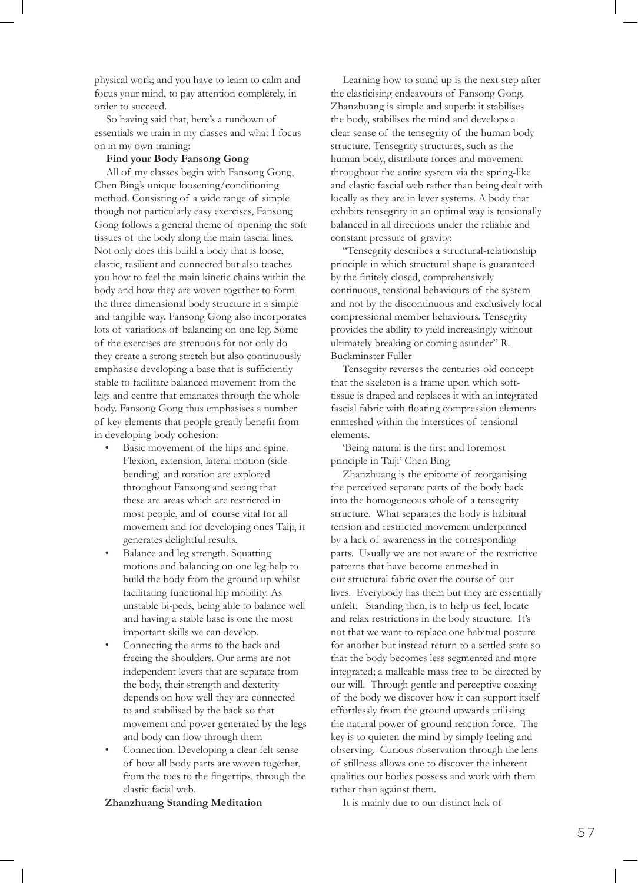physical work; and you have to learn to calm and focus your mind, to pay attention completely, in order to succeed.

So having said that, here's a rundown of essentials we train in my classes and what I focus on in my own training:

**Find your Body Fansong Gong**

All of my classes begin with Fansong Gong, Chen Bing's unique loosening/conditioning method. Consisting of a wide range of simple though not particularly easy exercises, Fansong Gong follows a general theme of opening the soft tissues of the body along the main fascial lines. Not only does this build a body that is loose, elastic, resilient and connected but also teaches you how to feel the main kinetic chains within the body and how they are woven together to form the three dimensional body structure in a simple and tangible way. Fansong Gong also incorporates lots of variations of balancing on one leg. Some of the exercises are strenuous for not only do they create a strong stretch but also continuously emphasise developing a base that is sufficiently stable to facilitate balanced movement from the legs and centre that emanates through the whole body. Fansong Gong thus emphasises a number of key elements that people greatly benefit from in developing body cohesion:

- Basic movement of the hips and spine. Flexion, extension, lateral motion (side-bending) and rotation are explored throughout Fansong and seeing that these are areas which are restricted in most people, and of course vital for all movement and for developing ones Taiji, it generates delightful results.
- Balance and leg strength. Squatting motions and balancing on one leg help to build the body from the ground up whilst facilitating functional hip mobility. As unstable bi-peds, being able to balance well and having a stable base is one the most important skills we can develop.
- Connecting the arms to the back and freeing the shoulders. Our arms are not independent levers that are separate from the body, their strength and dexterity depends on how well they are connected to and stabilised by the back so that movement and power generated by the legs and body can flow through them
- Connection. Developing a clear felt sense of how all body parts are woven together, from the toes to the fingertips, through the elastic facial web.

**Zhanzhuang Standing Meditation**

Learning how to stand up is the next step after the elasticising endeavours of Fansong Gong. Zhanzhuang is simple and superb: it stabilises the body, stabilises the mind and develops a clear sense of the tensegrity of the human body structure. Tensegrity structures, such as the human body, distribute forces and movement throughout the entire system via the spring-like and elastic fascial web rather than being dealt with locally as they are in lever systems. A body that exhibits tensegrity in an optimal way is tensionally balanced in all directions under the reliable and constant pressure of gravity:

"Tensegrity describes a structural-relationship principle in which structural shape is guaranteed by the finitely closed, comprehensively continuous, tensional behaviours of the system and not by the discontinuous and exclusively local compressional member behaviours. Tensegrity provides the ability to yield increasingly without ultimately breaking or coming asunder" R. Buckminster Fuller

Tensegrity reverses the centuries-old concept that the skeleton is a frame upon which soft-tissue is draped and replaces it with an integrated fascial fabric with floating compression elements enmeshed within the interstices of tensional elements.

'Being natural is the first and foremost principle in Taiji' Chen Bing

Zhanzhuang is the epitome of reorganising the perceived separate parts of the body back into the homogeneous whole of a tensegrity structure. What separates the body is habitual tension and restricted movement underpinned by a lack of awareness in the corresponding parts. Usually we are not aware of the restrictive patterns that have become enmeshed in our structural fabric over the course of our lives. Everybody has them but they are essentially unfelt. Standing then, is to help us feel, locate and relax restrictions in the body structure. It's not that we want to replace one habitual posture for another but instead return to a settled state so that the body becomes less segmented and more integrated; a malleable mass free to be directed by our will. Through gentle and perceptive coaxing of the body we discover how it can support itself effortlessly from the ground upwards utilising the natural power of ground reaction force. The key is to quieten the mind by simply feeling and observing. Curious observation through the lens of stillness allows one to discover the inherent qualities our bodies possess and work with them rather than against them.

It is mainly due to our distinct lack of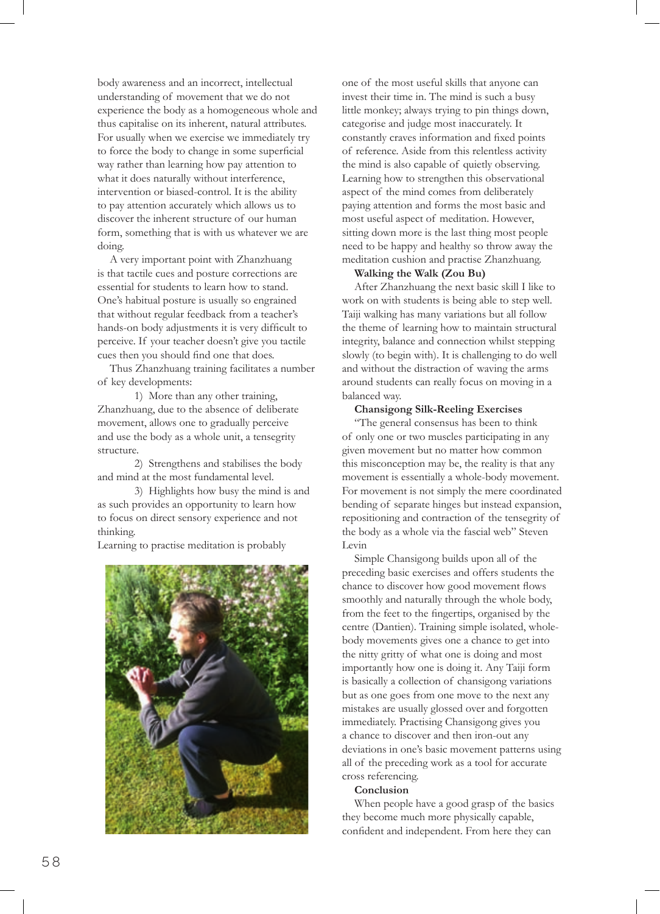body awareness and an incorrect, intellectual understanding of movement that we do not experience the body as a homogeneous whole and thus capitalise on its inherent, natural attributes. For usually when we exercise we immediately try to force the body to change in some superficial way rather than learning how pay attention to what it does naturally without interference, intervention or biased-control. It is the ability to pay attention accurately which allows us to discover the inherent structure of our human form, something that is with us whatever we are doing.

A very important point with Zhanzhuang is that tactile cues and posture corrections are essential for students to learn how to stand. One's habitual posture is usually so engrained that without regular feedback from a teacher's hands-on body adjustments it is very difficult to perceive. If your teacher doesn't give you tactile cues then you should find one that does.

Thus Zhanzhuang training facilitates a number of key developments:

1) More than any other training, Zhanzhuang, due to the absence of deliberate movement, allows one to gradually perceive and use the body as a whole unit, a tensegrity structure.

2) Strengthens and stabilises the body and mind at the most fundamental level.

3) Highlights how busy the mind is and as such provides an opportunity to learn how to focus on direct sensory experience and not thinking.

Learning to practise meditation is probably one of the most useful skills that anyone can invest their time in. The mind is such a busy little monkey; always trying to pin things down, categorise and judge most inaccurately. It constantly craves information and fixed points of reference. Aside from this relentless activity the mind is also capable of quietly observing. Learning how to strengthen this observational aspect of the mind comes from deliberately paying attention and forms the most basic and most useful aspect of meditation. However, sitting down more is the last thing most people need to be happy and healthy so throw away the meditation cushion and practise Zhanzhuang.

**Walking the Walk (Zou Bu)**

After Zhanzhuang the next basic skill I like to work on with students is being able to step well. Taiji walking has many variations but all follow the theme of learning how to maintain structural integrity, balance and connection whilst stepping slowly (to begin with). It is challenging to do well and without the distraction of waving the arms around students can really focus on moving in a balanced way.

**Chansigong Silk-Reeling Exercises**

"The general consensus has been to think of only one or two muscles participating in any given movement but no matter how common this misconception may be, the reality is that any movement is essentially a whole-body movement. For movement is not simply the mere coordinated bending of separate hinges but instead expansion, repositioning and contraction of the tensegrity of the body as a whole via the fascial web" Steven Levin

Simple Chansigong builds upon all of the preceding basic exercises and offers students the chance to discover how good movement flows smoothly and naturally through the whole body, from the feet to the fingertips, organised by the centre (Dantien). Training simple isolated, whole-body movements gives one a chance to get into the nitty gritty of what one is doing and most importantly how one is doing it. Any Taiji form is basically a collection of chansigong variations but as one goes from one move to the next any mistakes are usually glossed over and forgotten immediately. Practising Chansigong gives you a chance to discover and then iron-out any deviations in one's basic movement patterns using all of the preceding work as a tool for accurate cross referencing.

**Conclusion**

When people have a good grasp of the basics they become much more physically capable, confident and independent. From here they can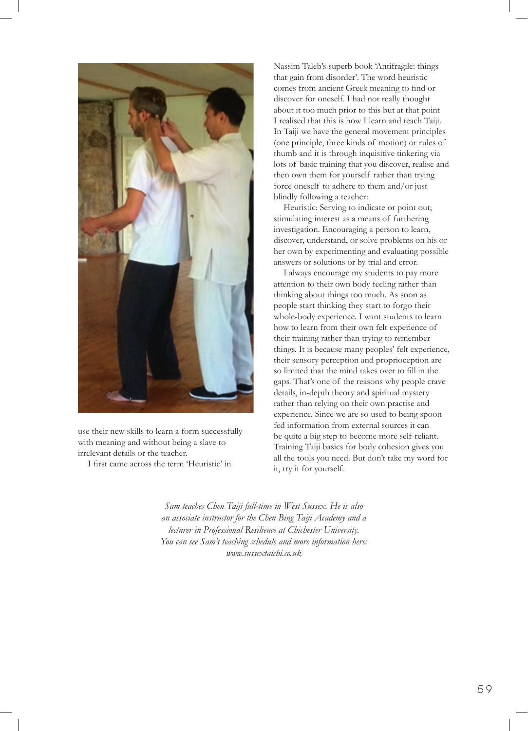use their new skills to learn a form successfully with meaning and without being a slave to irrelevant details or the teacher.

I first came across the term 'Heuristic' in Nassim Taleb's superb book 'Antifragile: things that gain from disorder'. The word heuristic comes from ancient Greek meaning to find or discover for oneself. I had not really thought about it too much prior to this but at that point I realised that this is how I learn and teach Taiji. In Taiji we have the general movement principles (one principle, three kinds of motion) or rules of thumb and it is through inquisitive tinkering via lots of basic training that you discover, realise and then own them for yourself rather than trying force oneself to adhere to them and/or just blindly following a teacher:

Heuristic: Serving to indicate or point out; stimulating interest as a means of furthering investigation. Encouraging a person to learn, discover, understand, or solve problems on his or her own by experimenting and evaluating possible answers or solutions or by trial and error.

I always encourage my students to pay more attention to their own body feeling rather than thinking about things too much. As soon as people start thinking they start to forgo their whole-body experience. I want students to learn how to learn from their own felt experience of their training rather than trying to remember things. It is because many peoples' felt experience, their sensory perception and proprioception are so limited that the mind takes over to fill in the gaps. That's one of the reasons why people crave details, in-depth theory and spiritual mystery rather than relying on their own practise and experience. Since we are so used to being spoon fed information from external sources it can be quite a big step to become more self-reliant. Training Taiji basics for body cohesion gives you all the tools you need. But don't take my word for it, try it for yourself.

*Sam teaches Chen Taiji full-time in West Sussex. He is also an associate instructor for the Chen Bing Taiji Academy and a lecturer in Professional Resilience at Chichester University. You can see Sam's teaching schedule and more information here: www.sussextaichi.co.uk*